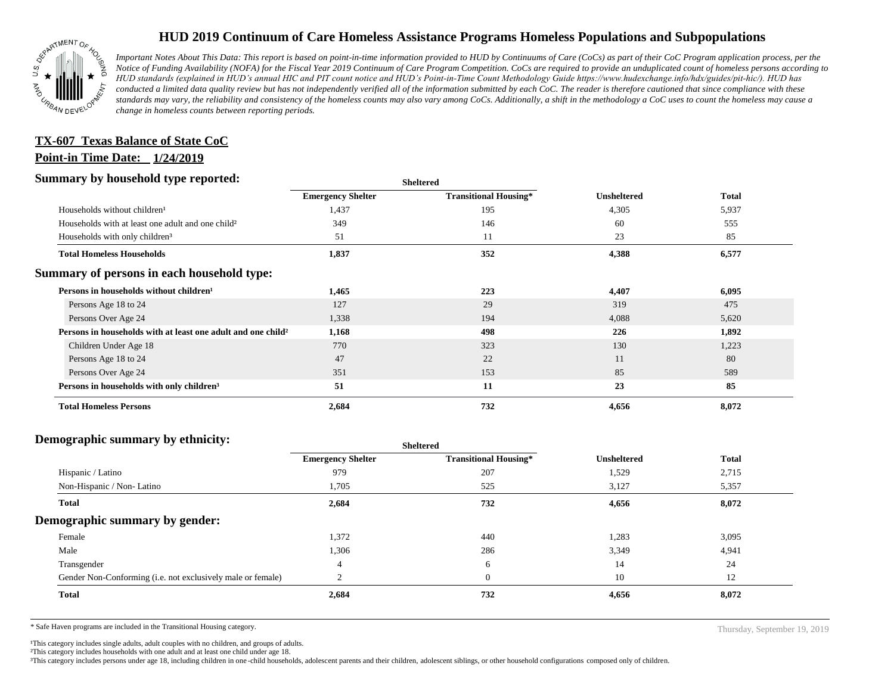# HUD 2019 Continuum of Care Homeless Assistance Programs Homeless Populations and Subpopulations

*Important Notes About This Data: This report is based on point-in-time information provided to HUD by Continuums of Care (CoCs) as part of their CoC Program application process, per the Notice of Funding Availability (NOFA) for the Fiscal Year 2019 Continuum of Care Program Competition. CoCs are required to provide an unduplicated count of homeless persons according to HUD standards (explained in HUD's annual HIC and PIT count notice and HUD's Point-in-Time Count Methodology Guide https://www.hudexchange.info/hdx/guides/pit-hic/). HUD has conducted a limited data quality review but has not independently verified all of the information submitted by each CoC. The reader is therefore cautioned that since compliance with these standards may vary, the reliability and consistency of the homeless counts may also vary among CoCs. Additionally, a shift in the methodology a CoC uses to count the homeless may cause a change in homeless counts between reporting periods.*

**TX-607 Texas Balance of State CoC**

**Point-in Time Date: 1/24/2019**

## Summary by household type reported:

| | Sheltered | | | |
|---|---|---|---|---|
| | Emergency Shelter | Transitional Housing* | Unsheltered | Total |
| Households without children[1] | 1,437 | 195 | 4,305 | 5,937 |
| Households with at least one adult and one child[2] | 349 | 146 | 60 | 555 |
| Households with only children[3] | 51 | 11 | 23 | 85 |
| **Total Homeless Households** | **1,837** | **352** | **4,388** | **6,577** |

## Summary of persons in each household type:

| | Emergency Shelter | Transitional Housing* | Unsheltered | Total |
|---|---|---|---|---|
| **Persons in households without children[1]** | **1,465** | **223** | **4,407** | **6,095** |
| Persons Age 18 to 24 | 127 | 29 | 319 | 475 |
| Persons Over Age 24 | 1,338 | 194 | 4,088 | 5,620 |
| **Persons in households with at least one adult and one child[2]** | **1,168** | **498** | **226** | **1,892** |
| Children Under Age 18 | 770 | 323 | 130 | 1,223 |
| Persons Age 18 to 24 | 47 | 22 | 11 | 80 |
| Persons Over Age 24 | 351 | 153 | 85 | 589 |
| **Persons in households with only children[3]** | **51** | **11** | **23** | **85** |
| **Total Homeless Persons** | **2,684** | **732** | **4,656** | **8,072** |

## Demographic summary by ethnicity:

| | Sheltered | | | |
|---|---|---|---|---|
| | Emergency Shelter | Transitional Housing* | Unsheltered | Total |
| Hispanic / Latino | 979 | 207 | 1,529 | 2,715 |
| Non-Hispanic / Non- Latino | 1,705 | 525 | 3,127 | 5,357 |
| **Total** | **2,684** | **732** | **4,656** | **8,072** |

## Demographic summary by gender:

| | Emergency Shelter | Transitional Housing* | Unsheltered | Total |
|---|---|---|---|---|
| Female | 1,372 | 440 | 1,283 | 3,095 |
| Male | 1,306 | 286 | 3,349 | 4,941 |
| Transgender | 4 | 6 | 14 | 24 |
| Gender Non-Conforming (i.e. not exclusively male or female) | 2 | 0 | 10 | 12 |
| **Total** | **2,684** | **732** | **4,656** | **8,072** |

\* Safe Haven programs are included in the Transitional Housing category.

Thursday, September 19, 2019

[1]This category includes single adults, adult couples with no children, and groups of adults.
[2]This category includes households with one adult and at least one child under age 18.
[3]This category includes persons under age 18, including children in one-child households, adolescent parents and their children, adolescent siblings, or other household configurations composed only of children.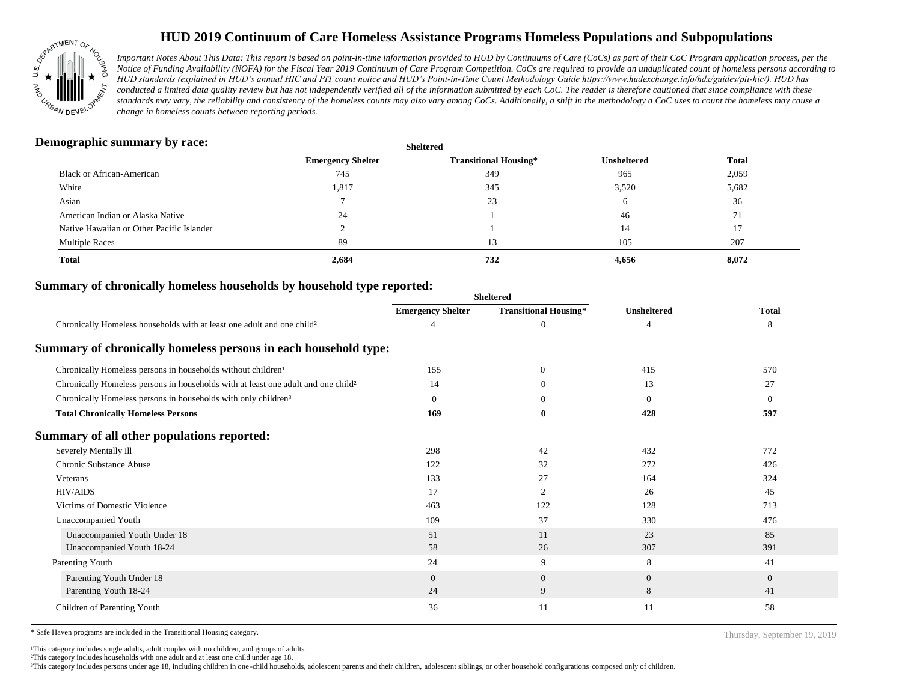# HUD 2019 Continuum of Care Homeless Assistance Programs Homeless Populations and Subpopulations

*Important Notes About This Data: This report is based on point-in-time information provided to HUD by Continuums of Care (CoCs) as part of their CoC Program application process, per the Notice of Funding Availability (NOFA) for the Fiscal Year 2019 Continuum of Care Program Competition. CoCs are required to provide an unduplicated count of homeless persons according to HUD standards (explained in HUD's annual HIC and PIT count notice and HUD's Point-in-Time Count Methodology Guide https://www.hudexchange.info/hdx/guides/pit-hic/). HUD has conducted a limited data quality review but has not independently verified all of the information submitted by each CoC. The reader is therefore cautioned that since compliance with these standards may vary, the reliability and consistency of the homeless counts may also vary among CoCs. Additionally, a shift in the methodology a CoC uses to count the homeless may cause a change in homeless counts between reporting periods.*

## Demographic summary by race:

| | Sheltered | | | |
|---|---|---|---|---|
| | Emergency Shelter | Transitional Housing* | Unsheltered | Total |
| Black or African-American | 745 | 349 | 965 | 2,059 |
| White | 1,817 | 345 | 3,520 | 5,682 |
| Asian | 7 | 23 | 6 | 36 |
| American Indian or Alaska Native | 24 | 1 | 46 | 71 |
| Native Hawaiian or Other Pacific Islander | 2 | 1 | 14 | 17 |
| Multiple Races | 89 | 13 | 105 | 207 |
| **Total** | **2,684** | **732** | **4,656** | **8,072** |

## Summary of chronically homeless households by household type reported:

| | Sheltered | | | |
|---|---|---|---|---|
| | Emergency Shelter | Transitional Housing* | Unsheltered | Total |
| Chronically Homeless households with at least one adult and one child² | 4 | 0 | 4 | 8 |

## Summary of chronically homeless persons in each household type:

| | Emergency Shelter | Transitional Housing* | Unsheltered | Total |
|---|---|---|---|---|
| Chronically Homeless persons in households without children¹ | 155 | 0 | 415 | 570 |
| Chronically Homeless persons in households with at least one adult and one child² | 14 | 0 | 13 | 27 |
| Chronically Homeless persons in households with only children³ | 0 | 0 | 0 | 0 |
| **Total Chronically Homeless Persons** | **169** | **0** | **428** | **597** |

## Summary of all other populations reported:

| | Emergency Shelter | Transitional Housing* | Unsheltered | Total |
|---|---|---|---|---|
| Severely Mentally Ill | 298 | 42 | 432 | 772 |
| Chronic Substance Abuse | 122 | 32 | 272 | 426 |
| Veterans | 133 | 27 | 164 | 324 |
| HIV/AIDS | 17 | 2 | 26 | 45 |
| Victims of Domestic Violence | 463 | 122 | 128 | 713 |
| Unaccompanied Youth | 109 | 37 | 330 | 476 |
| Unaccompanied Youth Under 18 | 51 | 11 | 23 | 85 |
| Unaccompanied Youth 18-24 | 58 | 26 | 307 | 391 |
| Parenting Youth | 24 | 9 | 8 | 41 |
| Parenting Youth Under 18 | 0 | 0 | 0 | 0 |
| Parenting Youth 18-24 | 24 | 9 | 8 | 41 |
| Children of Parenting Youth | 36 | 11 | 11 | 58 |

\* Safe Haven programs are included in the Transitional Housing category.

Thursday, September 19, 2019

¹This category includes single adults, adult couples with no children, and groups of adults.
²This category includes households with one adult and at least one child under age 18.
³This category includes persons under age 18, including children in one-child households, adolescent parents and their children, adolescent siblings, or other household configurations composed only of children.